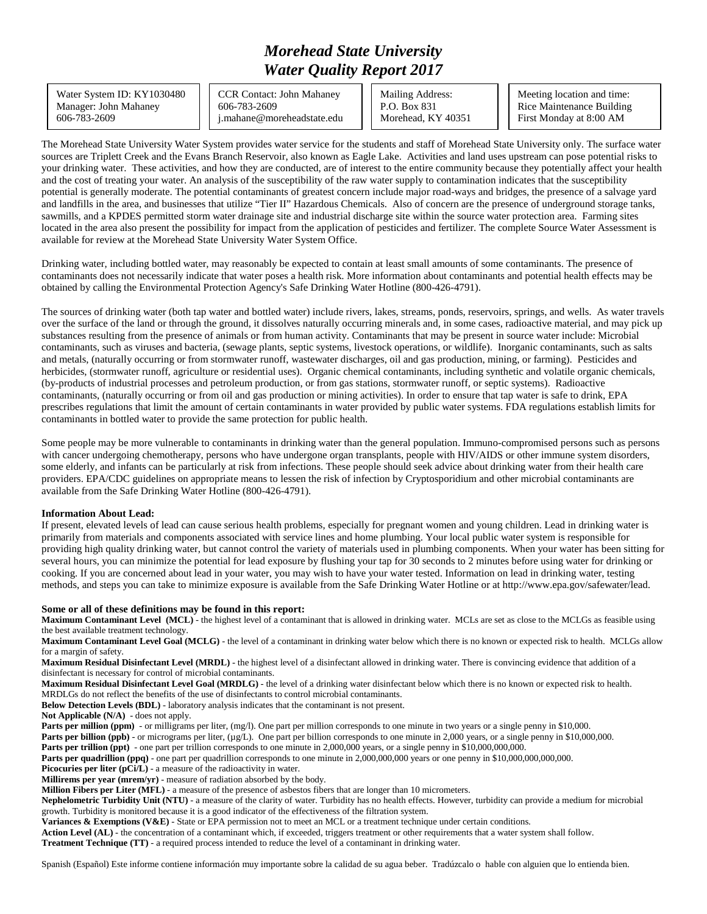# *Morehead State University*
# *Water Quality Report 2017*

| Water System ID: KY1030480<br>Manager: John Mahaney<br>606-783-2609 | CCR Contact: John Mahaney<br>606-783-2609<br>j.mahane@moreheadstate.edu | Mailing Address:<br>P.O. Box 831<br>Morehead, KY 40351 | Meeting location and time:<br>Rice Maintenance Building<br>First Monday at 8:00 AM |
|---|---|---|---|

The Morehead State University Water System provides water service for the students and staff of Morehead State University only. The surface water sources are Triplett Creek and the Evans Branch Reservoir, also known as Eagle Lake. Activities and land uses upstream can pose potential risks to your drinking water. These activities, and how they are conducted, are of interest to the entire community because they potentially affect your health and the cost of treating your water. An analysis of the susceptibility of the raw water supply to contamination indicates that the susceptibility potential is generally moderate. The potential contaminants of greatest concern include major road-ways and bridges, the presence of a salvage yard and landfills in the area, and businesses that utilize "Tier II" Hazardous Chemicals. Also of concern are the presence of underground storage tanks, sawmills, and a KPDES permitted storm water drainage site and industrial discharge site within the source water protection area. Farming sites located in the area also present the possibility for impact from the application of pesticides and fertilizer. The complete Source Water Assessment is available for review at the Morehead State University Water System Office.

Drinking water, including bottled water, may reasonably be expected to contain at least small amounts of some contaminants. The presence of contaminants does not necessarily indicate that water poses a health risk. More information about contaminants and potential health effects may be obtained by calling the Environmental Protection Agency's Safe Drinking Water Hotline (800-426-4791).

The sources of drinking water (both tap water and bottled water) include rivers, lakes, streams, ponds, reservoirs, springs, and wells. As water travels over the surface of the land or through the ground, it dissolves naturally occurring minerals and, in some cases, radioactive material, and may pick up substances resulting from the presence of animals or from human activity. Contaminants that may be present in source water include: Microbial contaminants, such as viruses and bacteria, (sewage plants, septic systems, livestock operations, or wildlife). Inorganic contaminants, such as salts and metals, (naturally occurring or from stormwater runoff, wastewater discharges, oil and gas production, mining, or farming). Pesticides and herbicides, (stormwater runoff, agriculture or residential uses). Organic chemical contaminants, including synthetic and volatile organic chemicals, (by-products of industrial processes and petroleum production, or from gas stations, stormwater runoff, or septic systems). Radioactive contaminants, (naturally occurring or from oil and gas production or mining activities). In order to ensure that tap water is safe to drink, EPA prescribes regulations that limit the amount of certain contaminants in water provided by public water systems. FDA regulations establish limits for contaminants in bottled water to provide the same protection for public health.

Some people may be more vulnerable to contaminants in drinking water than the general population. Immuno-compromised persons such as persons with cancer undergoing chemotherapy, persons who have undergone organ transplants, people with HIV/AIDS or other immune system disorders, some elderly, and infants can be particularly at risk from infections. These people should seek advice about drinking water from their health care providers. EPA/CDC guidelines on appropriate means to lessen the risk of infection by Cryptosporidium and other microbial contaminants are available from the Safe Drinking Water Hotline (800-426-4791).

**Information About Lead:**
If present, elevated levels of lead can cause serious health problems, especially for pregnant women and young children. Lead in drinking water is primarily from materials and components associated with service lines and home plumbing. Your local public water system is responsible for providing high quality drinking water, but cannot control the variety of materials used in plumbing components. When your water has been sitting for several hours, you can minimize the potential for lead exposure by flushing your tap for 30 seconds to 2 minutes before using water for drinking or cooking. If you are concerned about lead in your water, you may wish to have your water tested. Information on lead in drinking water, testing methods, and steps you can take to minimize exposure is available from the Safe Drinking Water Hotline or at http://www.epa.gov/safewater/lead.

**Some or all of these definitions may be found in this report:**

**Maximum Contaminant Level (MCL)** - the highest level of a contaminant that is allowed in drinking water. MCLs are set as close to the MCLGs as feasible using the best available treatment technology.
**Maximum Contaminant Level Goal (MCLG)** - the level of a contaminant in drinking water below which there is no known or expected risk to health. MCLGs allow for a margin of safety.
**Maximum Residual Disinfectant Level (MRDL)** - the highest level of a disinfectant allowed in drinking water. There is convincing evidence that addition of a disinfectant is necessary for control of microbial contaminants.
**Maximum Residual Disinfectant Level Goal (MRDLG)** - the level of a drinking water disinfectant below which there is no known or expected risk to health. MRDLGs do not reflect the benefits of the use of disinfectants to control microbial contaminants.
**Below Detection Levels (BDL)** - laboratory analysis indicates that the contaminant is not present.
**Not Applicable (N/A)** - does not apply.
**Parts per million (ppm)** - or milligrams per liter, (mg/l). One part per million corresponds to one minute in two years or a single penny in $10,000.
**Parts per billion (ppb)** - or micrograms per liter, (µg/L). One part per billion corresponds to one minute in 2,000 years, or a single penny in $10,000,000.
**Parts per trillion (ppt)** - one part per trillion corresponds to one minute in 2,000,000 years, or a single penny in $10,000,000,000.
**Parts per quadrillion (ppq)** - one part per quadrillion corresponds to one minute in 2,000,000,000 years or one penny in $10,000,000,000,000.
**Picocuries per liter (pCi/L)** - a measure of the radioactivity in water.
**Millirems per year (mrem/yr)** - measure of radiation absorbed by the body.
**Million Fibers per Liter (MFL)** - a measure of the presence of asbestos fibers that are longer than 10 micrometers.
**Nephelometric Turbidity Unit (NTU)** - a measure of the clarity of water. Turbidity has no health effects. However, turbidity can provide a medium for microbial growth. Turbidity is monitored because it is a good indicator of the effectiveness of the filtration system.
**Variances & Exemptions (V&E)** - State or EPA permission not to meet an MCL or a treatment technique under certain conditions.
**Action Level (AL)** - the concentration of a contaminant which, if exceeded, triggers treatment or other requirements that a water system shall follow.
**Treatment Technique (TT)** - a required process intended to reduce the level of a contaminant in drinking water.

Spanish (Español) Este informe contiene información muy importante sobre la calidad de su agua beber. Tradúzcalo o hable con alguien que lo entienda bien.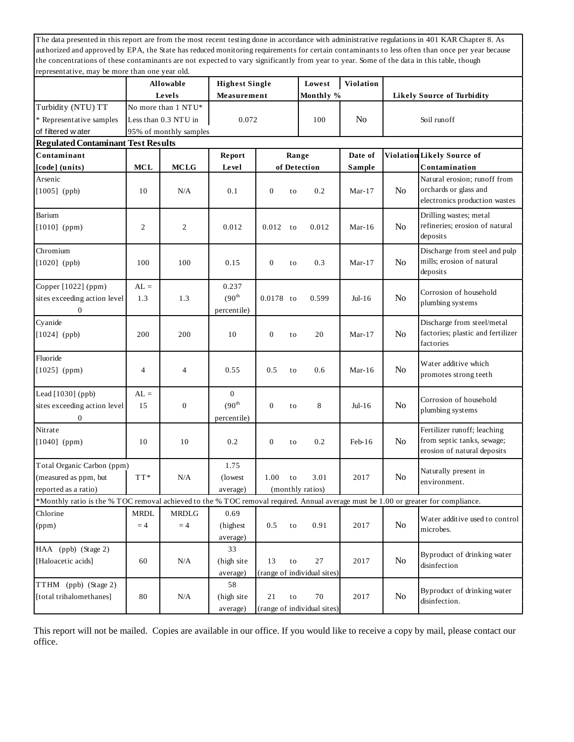The data presented in this report are from the most recent testing done in accordance with administrative regulations in 401 KAR Chapter 8. As authorized and approved by EPA, the State has reduced monitoring requirements for certain contaminants to less often than once per year because the concentrations of these contaminants are not expected to vary significantly from year to year. Some of the data in this table, though representative, may be more than one year old.

| | Allowable Levels | Highest Single Measurement | Lowest Monthly % | Violation | Likely Source of Turbidity |
|---|---|---|---|---|---|
| Turbidity (NTU) TT<br>* Representative samples of filtered water | No more than 1 NTU*<br>Less than 0.3 NTU in 95% of monthly samples | 0.072 | 100 | No | Soil runoff |

**Regulated Contaminant Test Results**

| Contaminant [code] (units) | MCL | MCLG | Report Level | Range of Detection | Date of Sample | Violation | Likely Source of Contamination |
|---|---|---|---|---|---|---|---|
| Arsenic [1005] (ppb) | 10 | N/A | 0.1 | 0 to 0.2 | Mar-17 | No | Natural erosion; runoff from orchards or glass and electronics production wastes |
| Barium [1010] (ppm) | 2 | 2 | 0.012 | 0.012 to 0.012 | Mar-16 | No | Drilling wastes; metal refineries; erosion of natural deposits |
| Chromium [1020] (ppb) | 100 | 100 | 0.15 | 0 to 0.3 | Mar-17 | No | Discharge from steel and pulp mills; erosion of natural deposits |
| Copper [1022] (ppm)<br>sites exceeding action level<br>0 | AL = 1.3 | 1.3 | 0.237<br>(90th percentile) | 0.0178 to 0.599 | Jul-16 | No | Corrosion of household plumbing systems |
| Cyanide [1024] (ppb) | 200 | 200 | 10 | 0 to 20 | Mar-17 | No | Discharge from steel/metal factories; plastic and fertilizer factories |
| Fluoride [1025] (ppm) | 4 | 4 | 0.55 | 0.5 to 0.6 | Mar-16 | No | Water additive which promotes strong teeth |
| Lead [1030] (ppb)<br>sites exceeding action level<br>0 | AL = 15 | 0 | 0<br>(90th percentile) | 0 to 8 | Jul-16 | No | Corrosion of household plumbing systems |
| Nitrate [1040] (ppm) | 10 | 10 | 0.2 | 0 to 0.2 | Feb-16 | No | Fertilizer runoff; leaching from septic tanks, sewage; erosion of natural deposits |
| Total Organic Carbon (ppm)<br>(measured as ppm, but reported as a ratio) | TT* | N/A | 1.75<br>(lowest average) | 1.00 to 3.01<br>(monthly ratios) | 2017 | No | Naturally present in environment. |
| *Monthly ratio is the % TOC removal achieved to the % TOC removal required. Annual average must be 1.00 or greater for compliance. | | | | | | | |
| Chlorine (ppm) | MRDL = 4 | MRDLG = 4 | 0.69<br>(highest average) | 0.5 to 0.91 | 2017 | No | Water additive used to control microbes. |
| HAA (ppb) (Stage 2)<br>[Haloacetic acids] | 60 | N/A | 33<br>(high site average) | 13 to 27<br>(range of individual sites) | 2017 | No | Byproduct of drinking water disinfection |
| TTHM (ppb) (Stage 2)<br>[total trihalomethanes] | 80 | N/A | 58<br>(high site average) | 21 to 70<br>(range of individual sites) | 2017 | No | Byproduct of drinking water disinfection. |

This report will not be mailed. Copies are available in our office. If you would like to receive a copy by mail, please contact our office.